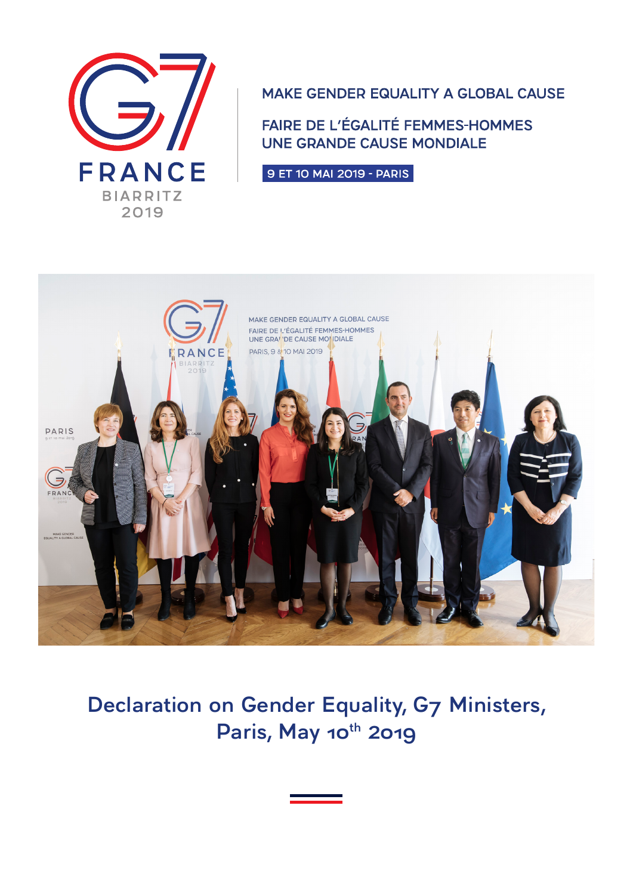G7 FRANCE BIARRITZ 2019

MAKE GENDER EQUALITY A GLOBAL CAUSE

FAIRE DE L'ÉGALITÉ FEMMES-HOMMES UNE GRANDE CAUSE MONDIALE

9 ET 10 MAI 2019 - PARIS

# Declaration on Gender Equality, G7 Ministers, Paris, May 10th 2019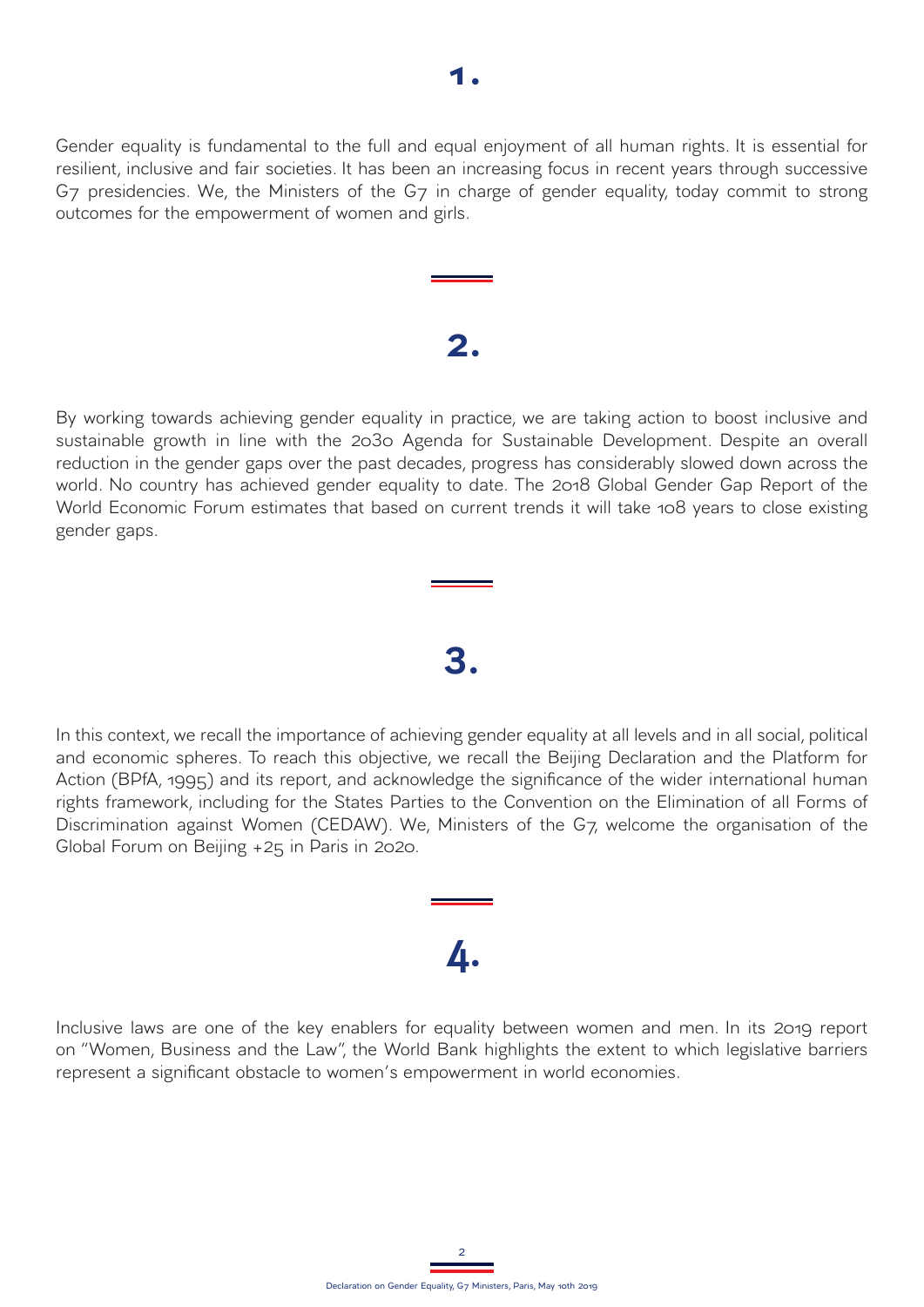## 1.

Gender equality is fundamental to the full and equal enjoyment of all human rights. It is essential for resilient, inclusive and fair societies. It has been an increasing focus in recent years through successive G7 presidencies. We, the Ministers of the G7 in charge of gender equality, today commit to strong outcomes for the empowerment of women and girls.

## 2.

By working towards achieving gender equality in practice, we are taking action to boost inclusive and sustainable growth in line with the 2030 Agenda for Sustainable Development. Despite an overall reduction in the gender gaps over the past decades, progress has considerably slowed down across the world. No country has achieved gender equality to date. The 2018 Global Gender Gap Report of the World Economic Forum estimates that based on current trends it will take 108 years to close existing gender gaps.

## 3.

In this context, we recall the importance of achieving gender equality at all levels and in all social, political and economic spheres. To reach this objective, we recall the Beijing Declaration and the Platform for Action (BPfA, 1995) and its report, and acknowledge the significance of the wider international human rights framework, including for the States Parties to the Convention on the Elimination of all Forms of Discrimination against Women (CEDAW). We, Ministers of the G7, welcome the organisation of the Global Forum on Beijing +25 in Paris in 2020.

## 4.

Inclusive laws are one of the key enablers for equality between women and men. In its 2019 report on "Women, Business and the Law", the World Bank highlights the extent to which legislative barriers represent a significant obstacle to women's empowerment in world economies.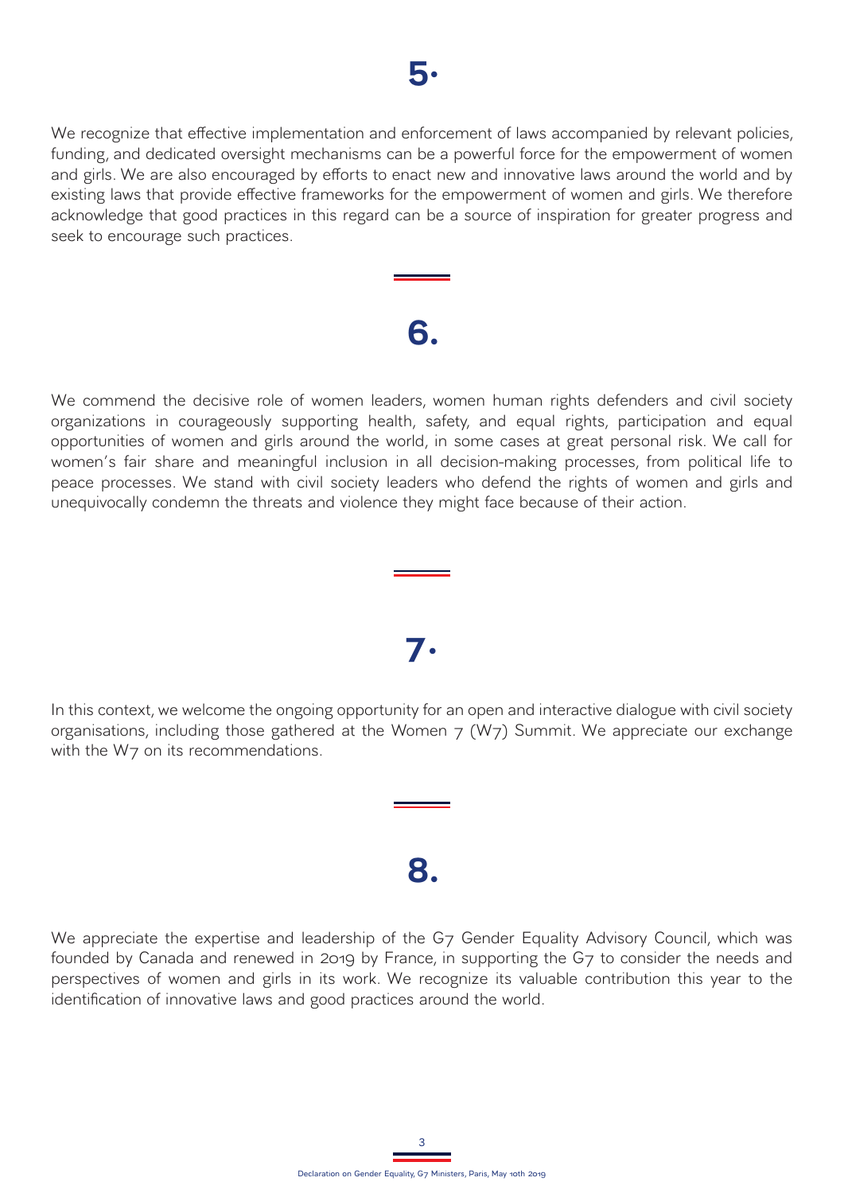## 5.

We recognize that effective implementation and enforcement of laws accompanied by relevant policies, funding, and dedicated oversight mechanisms can be a powerful force for the empowerment of women and girls. We are also encouraged by efforts to enact new and innovative laws around the world and by existing laws that provide effective frameworks for the empowerment of women and girls. We therefore acknowledge that good practices in this regard can be a source of inspiration for greater progress and seek to encourage such practices.

## 6.

We commend the decisive role of women leaders, women human rights defenders and civil society organizations in courageously supporting health, safety, and equal rights, participation and equal opportunities of women and girls around the world, in some cases at great personal risk. We call for women's fair share and meaningful inclusion in all decision-making processes, from political life to peace processes. We stand with civil society leaders who defend the rights of women and girls and unequivocally condemn the threats and violence they might face because of their action.

## 7.

In this context, we welcome the ongoing opportunity for an open and interactive dialogue with civil society organisations, including those gathered at the Women 7 (W7) Summit. We appreciate our exchange with the W7 on its recommendations.

## 8.

We appreciate the expertise and leadership of the G7 Gender Equality Advisory Council, which was founded by Canada and renewed in 2019 by France, in supporting the G7 to consider the needs and perspectives of women and girls in its work. We recognize its valuable contribution this year to the identification of innovative laws and good practices around the world.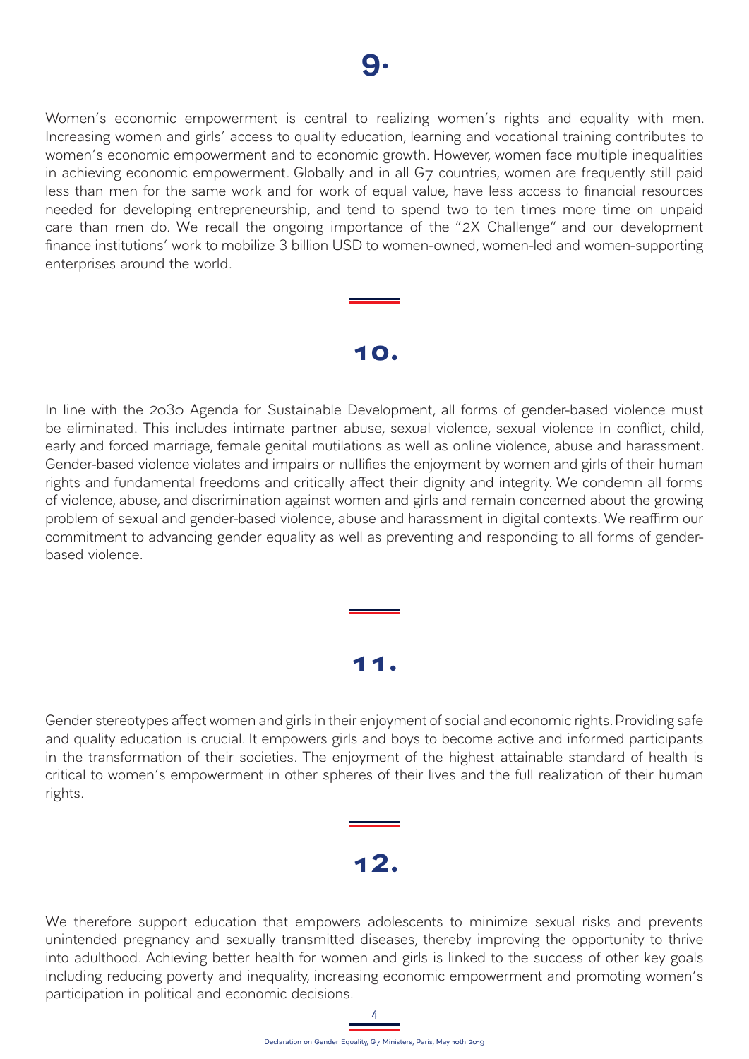## 9.

Women's economic empowerment is central to realizing women's rights and equality with men. Increasing women and girls' access to quality education, learning and vocational training contributes to women's economic empowerment and to economic growth. However, women face multiple inequalities in achieving economic empowerment. Globally and in all G7 countries, women are frequently still paid less than men for the same work and for work of equal value, have less access to financial resources needed for developing entrepreneurship, and tend to spend two to ten times more time on unpaid care than men do. We recall the ongoing importance of the "2X Challenge" and our development finance institutions' work to mobilize 3 billion USD to women-owned, women-led and women-supporting enterprises around the world.

## 10.

In line with the 2030 Agenda for Sustainable Development, all forms of gender-based violence must be eliminated. This includes intimate partner abuse, sexual violence, sexual violence in conflict, child, early and forced marriage, female genital mutilations as well as online violence, abuse and harassment. Gender-based violence violates and impairs or nullifies the enjoyment by women and girls of their human rights and fundamental freedoms and critically affect their dignity and integrity. We condemn all forms of violence, abuse, and discrimination against women and girls and remain concerned about the growing problem of sexual and gender-based violence, abuse and harassment in digital contexts. We reaffirm our commitment to advancing gender equality as well as preventing and responding to all forms of gender-based violence.

## 11.

Gender stereotypes affect women and girls in their enjoyment of social and economic rights. Providing safe and quality education is crucial. It empowers girls and boys to become active and informed participants in the transformation of their societies. The enjoyment of the highest attainable standard of health is critical to women's empowerment in other spheres of their lives and the full realization of their human rights.

## 12.

We therefore support education that empowers adolescents to minimize sexual risks and prevents unintended pregnancy and sexually transmitted diseases, thereby improving the opportunity to thrive into adulthood. Achieving better health for women and girls is linked to the success of other key goals including reducing poverty and inequality, increasing economic empowerment and promoting women's participation in political and economic decisions.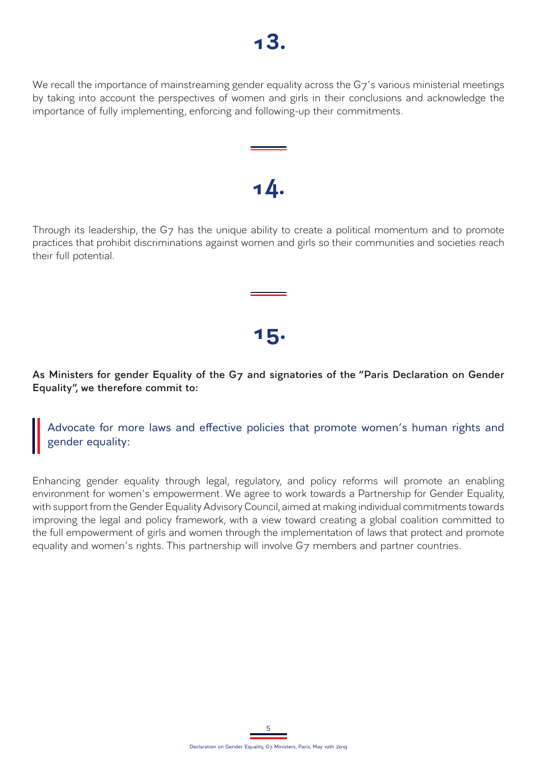## 13.

We recall the importance of mainstreaming gender equality across the G7's various ministerial meetings by taking into account the perspectives of women and girls in their conclusions and acknowledge the importance of fully implementing, enforcing and following-up their commitments.

## 14.

Through its leadership, the G7 has the unique ability to create a political momentum and to promote practices that prohibit discriminations against women and girls so their communities and societies reach their full potential.

## 15.

**As Ministers for gender Equality of the G7 and signatories of the "Paris Declaration on Gender Equality", we therefore commit to:**

### Advocate for more laws and effective policies that promote women's human rights and gender equality:

Enhancing gender equality through legal, regulatory, and policy reforms will promote an enabling environment for women's empowerment. We agree to work towards a Partnership for Gender Equality, with support from the Gender Equality Advisory Council, aimed at making individual commitments towards improving the legal and policy framework, with a view toward creating a global coalition committed to the full empowerment of girls and women through the implementation of laws that protect and promote equality and women's rights. This partnership will involve G7 members and partner countries.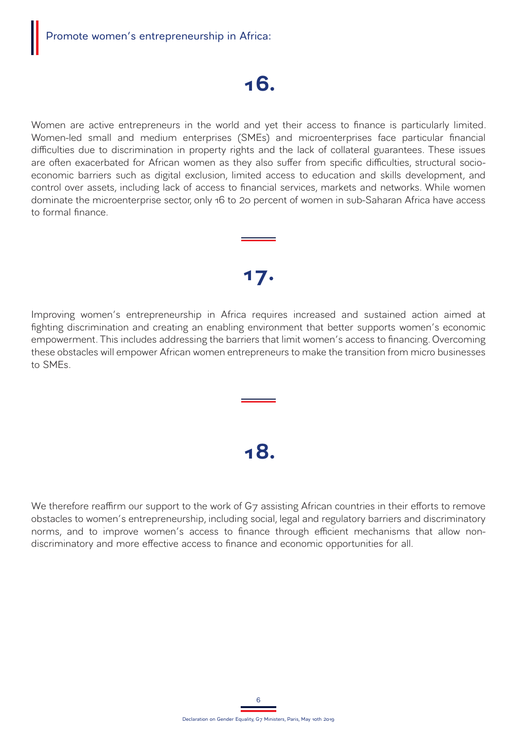## Promote women's entrepreneurship in Africa:

### 16.

Women are active entrepreneurs in the world and yet their access to finance is particularly limited. Women-led small and medium enterprises (SMEs) and microenterprises face particular financial difficulties due to discrimination in property rights and the lack of collateral guarantees. These issues are often exacerbated for African women as they also suffer from specific difficulties, structural socio-economic barriers such as digital exclusion, limited access to education and skills development, and control over assets, including lack of access to financial services, markets and networks. While women dominate the microenterprise sector, only 16 to 20 percent of women in sub-Saharan Africa have access to formal finance.

### 17.

Improving women's entrepreneurship in Africa requires increased and sustained action aimed at fighting discrimination and creating an enabling environment that better supports women's economic empowerment. This includes addressing the barriers that limit women's access to financing. Overcoming these obstacles will empower African women entrepreneurs to make the transition from micro businesses to SMEs.

### 18.

We therefore reaffirm our support to the work of G7 assisting African countries in their efforts to remove obstacles to women's entrepreneurship, including social, legal and regulatory barriers and discriminatory norms, and to improve women's access to finance through efficient mechanisms that allow non-discriminatory and more effective access to finance and economic opportunities for all.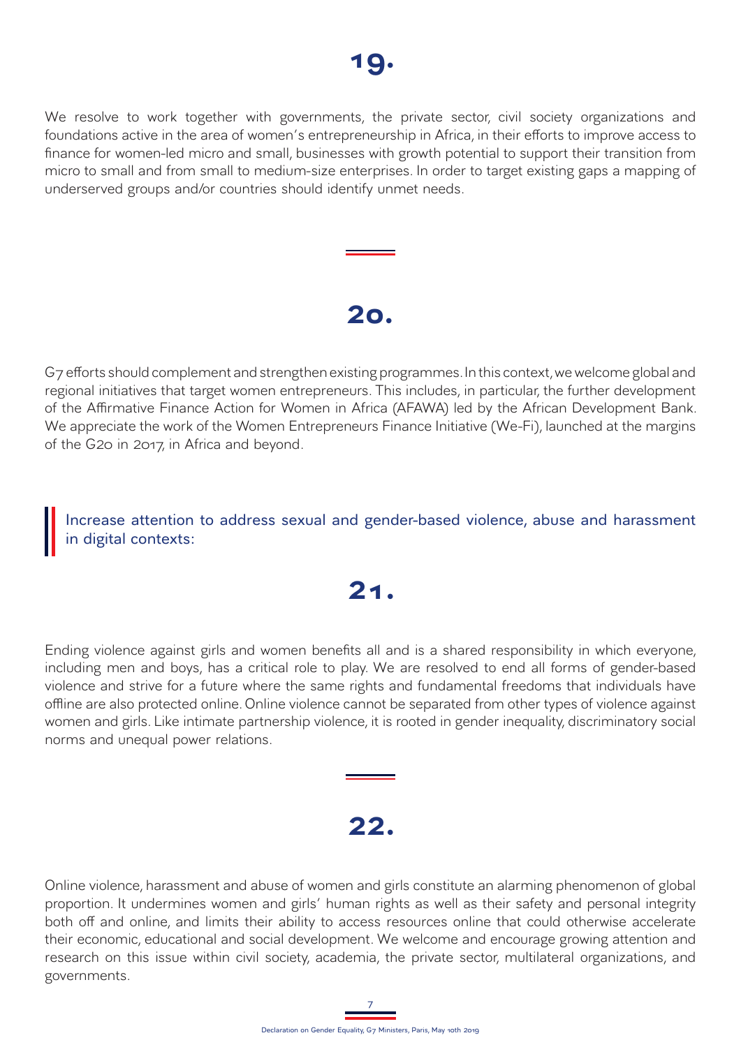## 19.

We resolve to work together with governments, the private sector, civil society organizations and foundations active in the area of women's entrepreneurship in Africa, in their efforts to improve access to finance for women-led micro and small, businesses with growth potential to support their transition from micro to small and from small to medium-size enterprises. In order to target existing gaps a mapping of underserved groups and/or countries should identify unmet needs.

## 20.

G7 efforts should complement and strengthen existing programmes. In this context, we welcome global and regional initiatives that target women entrepreneurs. This includes, in particular, the further development of the Affirmative Finance Action for Women in Africa (AFAWA) led by the African Development Bank. We appreciate the work of the Women Entrepreneurs Finance Initiative (We-Fi), launched at the margins of the G20 in 2017, in Africa and beyond.

### Increase attention to address sexual and gender-based violence, abuse and harassment in digital contexts:

## 21.

Ending violence against girls and women benefits all and is a shared responsibility in which everyone, including men and boys, has a critical role to play. We are resolved to end all forms of gender-based violence and strive for a future where the same rights and fundamental freedoms that individuals have offline are also protected online. Online violence cannot be separated from other types of violence against women and girls. Like intimate partnership violence, it is rooted in gender inequality, discriminatory social norms and unequal power relations.

## 22.

Online violence, harassment and abuse of women and girls constitute an alarming phenomenon of global proportion. It undermines women and girls' human rights as well as their safety and personal integrity both off and online, and limits their ability to access resources online that could otherwise accelerate their economic, educational and social development. We welcome and encourage growing attention and research on this issue within civil society, academia, the private sector, multilateral organizations, and governments.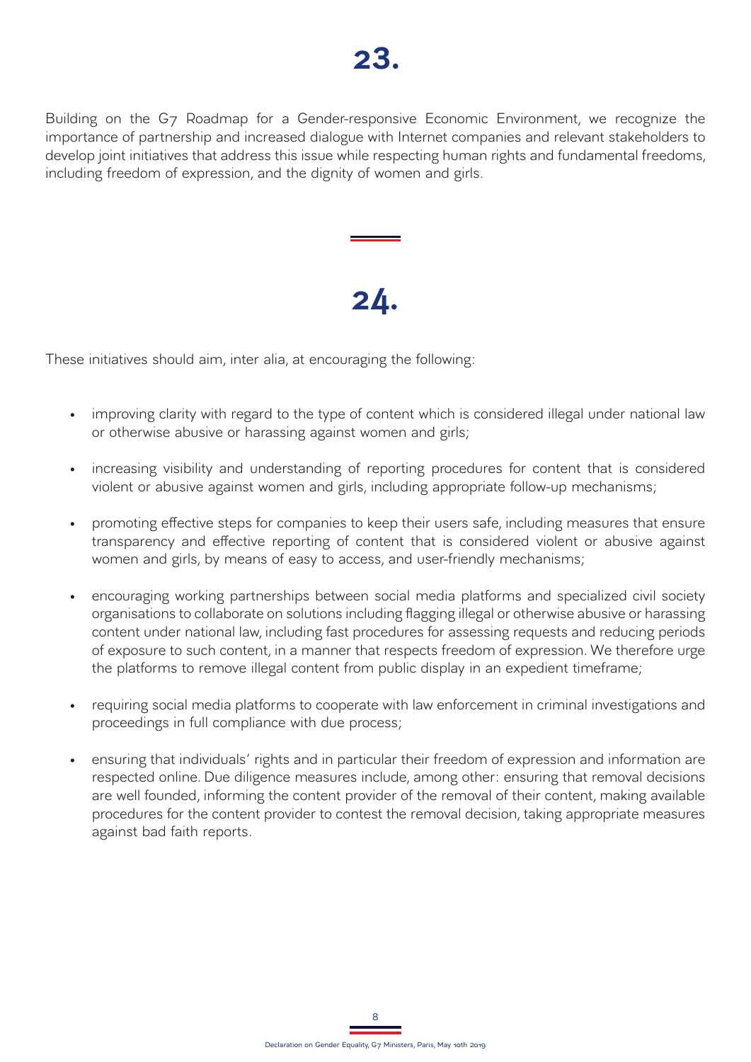# 23.

Building on the G7 Roadmap for a Gender-responsive Economic Environment, we recognize the importance of partnership and increased dialogue with Internet companies and relevant stakeholders to develop joint initiatives that address this issue while respecting human rights and fundamental freedoms, including freedom of expression, and the dignity of women and girls.

# 24.

These initiatives should aim, inter alia, at encouraging the following:

- improving clarity with regard to the type of content which is considered illegal under national law or otherwise abusive or harassing against women and girls;
- increasing visibility and understanding of reporting procedures for content that is considered violent or abusive against women and girls, including appropriate follow-up mechanisms;
- promoting effective steps for companies to keep their users safe, including measures that ensure transparency and effective reporting of content that is considered violent or abusive against women and girls, by means of easy to access, and user-friendly mechanisms;
- encouraging working partnerships between social media platforms and specialized civil society organisations to collaborate on solutions including flagging illegal or otherwise abusive or harassing content under national law, including fast procedures for assessing requests and reducing periods of exposure to such content, in a manner that respects freedom of expression. We therefore urge the platforms to remove illegal content from public display in an expedient timeframe;
- requiring social media platforms to cooperate with law enforcement in criminal investigations and proceedings in full compliance with due process;
- ensuring that individuals' rights and in particular their freedom of expression and information are respected online. Due diligence measures include, among other: ensuring that removal decisions are well founded, informing the content provider of the removal of their content, making available procedures for the content provider to contest the removal decision, taking appropriate measures against bad faith reports.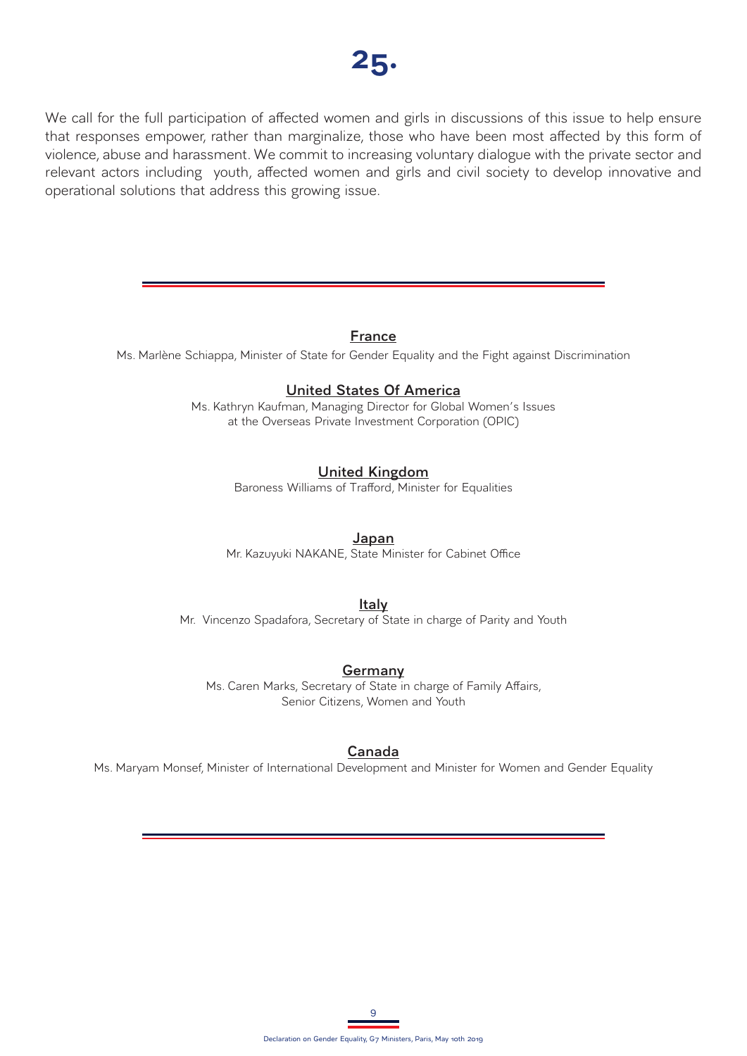# 25.

We call for the full participation of affected women and girls in discussions of this issue to help ensure that responses empower, rather than marginalize, those who have been most affected by this form of violence, abuse and harassment. We commit to increasing voluntary dialogue with the private sector and relevant actors including youth, affected women and girls and civil society to develop innovative and operational solutions that address this growing issue.

---

**France**
Ms. Marlène Schiappa, Minister of State for Gender Equality and the Fight against Discrimination

**United States Of America**
Ms. Kathryn Kaufman, Managing Director for Global Women's Issues at the Overseas Private Investment Corporation (OPIC)

**United Kingdom**
Baroness Williams of Trafford, Minister for Equalities

**Japan**
Mr. Kazuyuki NAKANE, State Minister for Cabinet Office

**Italy**
Mr. Vincenzo Spadafora, Secretary of State in charge of Parity and Youth

**Germany**
Ms. Caren Marks, Secretary of State in charge of Family Affairs, Senior Citizens, Women and Youth

**Canada**
Ms. Maryam Monsef, Minister of International Development and Minister for Women and Gender Equality

---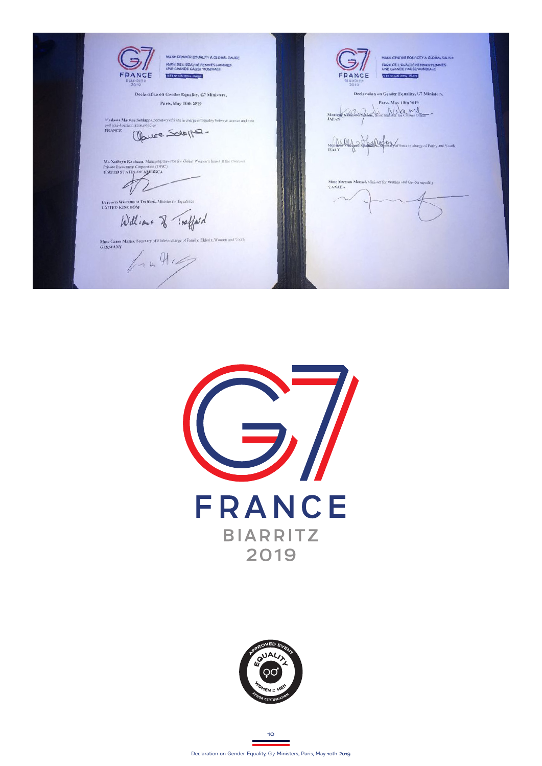MAKE GENDER EQUALITY A GLOBAL CAUSE

FAIRE DE L'ÉGALITÉ FEMMES-HOMMES UNE GRANDE CAUSE MONDIALE

9 ET 10 MAI 2019 · PARIS

Declaration on Gender Equality, G7 Ministers,

Paris, May 10th 2019

Madame Marlène Schiappa, Secretary of State in charge of equality between women and men and anti-discrimination policies
FRANCE

Ms. Kathryn Kaufman, Managing Director for Global Women's Issues at the Overseas Private Investment Corporation (OPIC)
UNITED STATES OF AMERICA

Baroness Williams of Trafford, Minister for Equalities
UNITED KINGDOM

Mme Caren Marks, Secretary of State in charge of Family, Elderly, Women and Youth
GERMANY

MAKE GENDER EQUALITY A GLOBAL CAUSE

FAIRE DE L'ÉGALITÉ FEMMES-HOMMES UNE GRANDE CAUSE MONDIALE

9 ET 10 MAI 2019 · PARIS

Declaration on Gender Equality, G7 Ministers,

Paris, May 10th 2019

Monsieur Kazuyoshi Nakane, State Minister for Cabinet Office
JAPAN

Monsieur Vincenzo Spadafora, Secretary of State in charge of Parity and Youth
ITALY

Mme Maryam Monsef, Minister for Women and Gender equality
CANADA

G7 FRANCE BIARRITZ 2019

APPROVED EVENT · EQUALITY · WOMEN = MEN · AFNOR CERTIFICATION